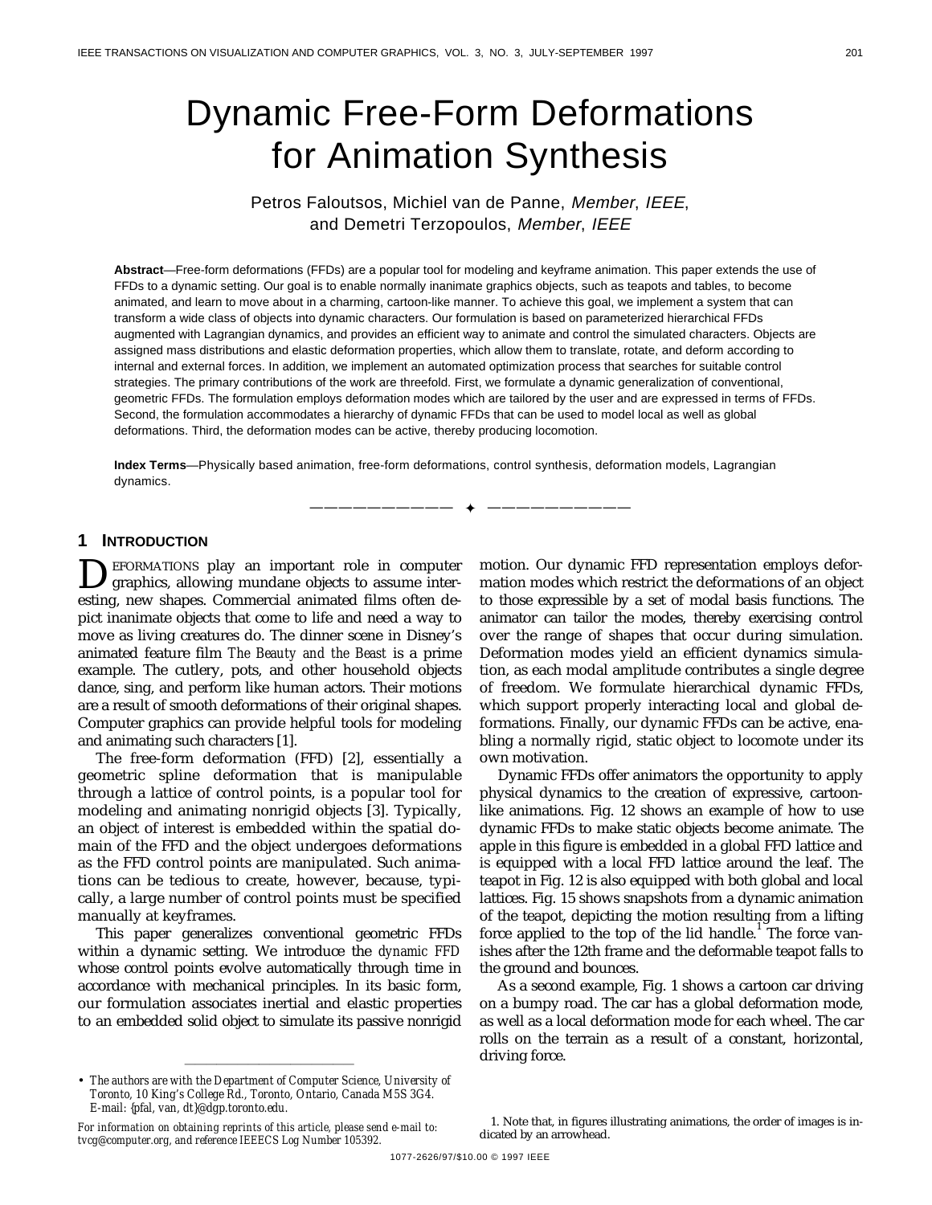# Dynamic Free-Form Deformations for Animation Synthesis

Petros Faloutsos, Michiel van de Panne, *Member*, *IEEE*, and Demetri Terzopoulos, *Member*, *IEEE*

**Abstract**—Free-form deformations (FFDs) are a popular tool for modeling and keyframe animation. This paper extends the use of FFDs to a dynamic setting. Our goal is to enable normally inanimate graphics objects, such as teapots and tables, to become animated, and learn to move about in a charming, cartoon-like manner. To achieve this goal, we implement a system that can transform a wide class of objects into dynamic characters. Our formulation is based on parameterized hierarchical FFDs augmented with Lagrangian dynamics, and provides an efficient way to animate and control the simulated characters. Objects are assigned mass distributions and elastic deformation properties, which allow them to translate, rotate, and deform according to internal and external forces. In addition, we implement an automated optimization process that searches for suitable control strategies. The primary contributions of the work are threefold. First, we formulate a dynamic generalization of conventional, geometric FFDs. The formulation employs deformation modes which are tailored by the user and are expressed in terms of FFDs. Second, the formulation accommodates a hierarchy of dynamic FFDs that can be used to model local as well as global deformations. Third, the deformation modes can be active, thereby producing locomotion.

**Index Terms**—Physically based animation, free-form deformations, control synthesis, deformation models, Lagrangian dynamics.

## 1 Introduction

Deformations play an important role in computer graphics, allowing mundane objects to assume interesting, new shapes. Commercial animated films often depict inanimate objects that come to life and need a way to move as living creatures do. The dinner scene in Disney's animated feature film *The Beauty and the Beast* is a prime example. The cutlery, pots, and other household objects dance, sing, and perform like human actors. Their motions are a result of smooth deformations of their original shapes. Computer graphics can provide helpful tools for modeling and animating such characters [1].

The free-form deformation (FFD) [2], essentially a geometric spline deformation that is manipulable through a lattice of control points, is a popular tool for modeling and animating nonrigid objects [3]. Typically, an object of interest is embedded within the spatial domain of the FFD and the object undergoes deformations as the FFD control points are manipulated. Such animations can be tedious to create, however, because, typically, a large number of control points must be specified manually at keyframes.

This paper generalizes conventional geometric FFDs within a dynamic setting. We introduce the *dynamic FFD* whose control points evolve automatically through time in accordance with mechanical principles. In its basic form, our formulation associates inertial and elastic properties to an embedded solid object to simulate its passive nonrigid motion. Our dynamic FFD representation employs deformation modes which restrict the deformations of an object to those expressible by a set of modal basis functions. The animator can tailor the modes, thereby exercising control over the range of shapes that occur during simulation. Deformation modes yield an efficient dynamics simulation, as each modal amplitude contributes a single degree of freedom. We formulate hierarchical dynamic FFDs, which support properly interacting local and global deformations. Finally, our dynamic FFDs can be active, enabling a normally rigid, static object to locomote under its own motivation.

Dynamic FFDs offer animators the opportunity to apply physical dynamics to the creation of expressive, cartoon-like animations. Fig. 12 shows an example of how to use dynamic FFDs to make static objects become animate. The apple in this figure is embedded in a global FFD lattice and is equipped with a local FFD lattice around the leaf. The teapot in Fig. 12 is also equipped with both global and local lattices. Fig. 15 shows snapshots from a dynamic animation of the teapot, depicting the motion resulting from a lifting force applied to the top of the lid handle.[1] The force vanishes after the 12th frame and the deformable teapot falls to the ground and bounces.

As a second example, Fig. 1 shows a cartoon car driving on a bumpy road. The car has a global deformation mode, as well as a local deformation mode for each wheel. The car rolls on the terrain as a result of a constant, horizontal, driving force.

---

• *The authors are with the Department of Computer Science, University of Toronto, 10 King's College Rd., Toronto, Ontario, Canada M5S 3G4. E-mail: {pfal, van, dt}@dgp.toronto.edu.*

*For information on obtaining reprints of this article, please send e-mail to: tvcg@computer.org, and reference IEEECS Log Number 105392.*

1. Note that, in figures illustrating animations, the order of images is indicated by an arrowhead.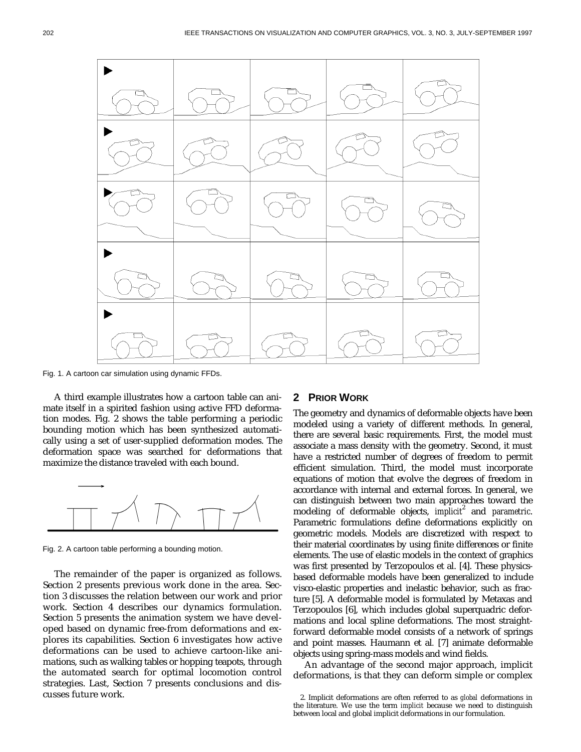Fig. 1. A cartoon car simulation using dynamic FFDs.

A third example illustrates how a cartoon table can animate itself in a spirited fashion using active FFD deformation modes. Fig. 2 shows the table performing a periodic bounding motion which has been synthesized automatically using a set of user-supplied deformation modes. The deformation space was searched for deformations that maximize the distance traveled with each bound.

Fig. 2. A cartoon table performing a bounding motion.

The remainder of the paper is organized as follows. Section 2 presents previous work done in the area. Section 3 discusses the relation between our work and prior work. Section 4 describes our dynamics formulation. Section 5 presents the animation system we have developed based on dynamic free-from deformations and explores its capabilities. Section 6 investigates how active deformations can be used to achieve cartoon-like animations, such as walking tables or hopping teapots, through the automated search for optimal locomotion control strategies. Last, Section 7 presents conclusions and discusses future work.

## 2 PRIOR WORK

The geometry and dynamics of deformable objects have been modeled using a variety of different methods. In general, there are several basic requirements. First, the model must associate a mass density with the geometry. Second, it must have a restricted number of degrees of freedom to permit efficient simulation. Third, the model must incorporate equations of motion that evolve the degrees of freedom in accordance with internal and external forces. In general, we can distinguish between two main approaches toward the modeling of deformable objects, *implicit*[2] and *parametric*. Parametric formulations define deformations explicitly on geometric models. Models are discretized with respect to their material coordinates by using finite differences or finite elements. The use of elastic models in the context of graphics was first presented by Terzopoulos et al. [4]. These physics-based deformable models have been generalized to include visco-elastic properties and inelastic behavior, such as fracture [5]. A deformable model is formulated by Metaxas and Terzopoulos [6], which includes global superquadric deformations and local spline deformations. The most straightforward deformable model consists of a network of springs and point masses. Haumann et al. [7] animate deformable objects using spring-mass models and wind fields.

An advantage of the second major approach, implicit deformations, is that they can deform simple or complex

2. Implicit deformations are often referred to as *global* deformations in the literature. We use the term *implicit* because we need to distinguish between local and global implicit deformations in our formulation.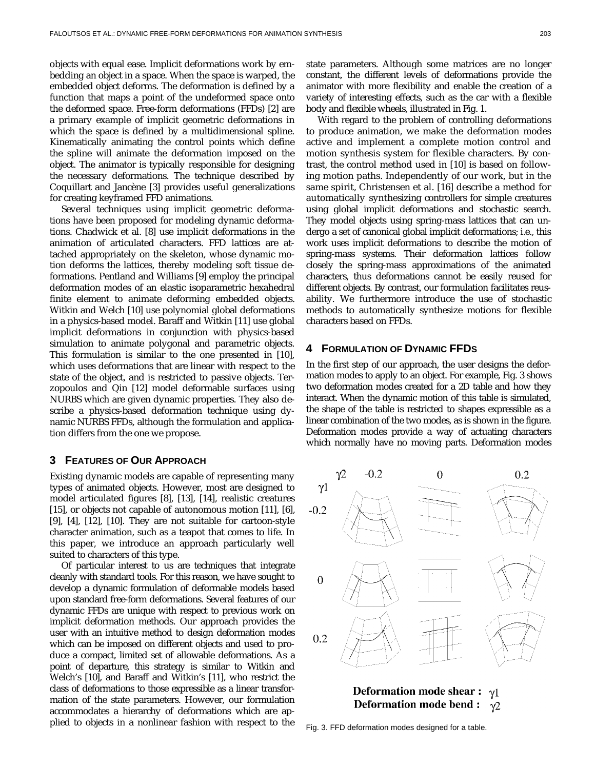objects with equal ease. Implicit deformations work by embedding an object in a space. When the space is warped, the embedded object deforms. The deformation is defined by a function that maps a point of the undeformed space onto the deformed space. Free-form deformations (FFDs) [2] are a primary example of implicit geometric deformations in which the space is defined by a multidimensional spline. Kinematically animating the control points which define the spline will animate the deformation imposed on the object. The animator is typically responsible for designing the necessary deformations. The technique described by Coquillart and Jancène [3] provides useful generalizations for creating keyframed FFD animations.

Several techniques using implicit geometric deformations have been proposed for modeling dynamic deformations. Chadwick et al. [8] use implicit deformations in the animation of articulated characters. FFD lattices are attached appropriately on the skeleton, whose dynamic motion deforms the lattices, thereby modeling soft tissue deformations. Pentland and Williams [9] employ the principal deformation modes of an elastic isoparametric hexahedral finite element to animate deforming embedded objects. Witkin and Welch [10] use polynomial global deformations in a physics-based model. Baraff and Witkin [11] use global implicit deformations in conjunction with physics-based simulation to animate polygonal and parametric objects. This formulation is similar to the one presented in [10], which uses deformations that are linear with respect to the state of the object, and is restricted to passive objects. Terzopoulos and Qin [12] model deformable surfaces using NURBS which are given dynamic properties. They also describe a physics-based deformation technique using dynamic NURBS FFDs, although the formulation and application differs from the one we propose.

## 3 Features of Our Approach

Existing dynamic models are capable of representing many types of animated objects. However, most are designed to model articulated figures [8], [13], [14], realistic creatures [15], or objects not capable of autonomous motion [11], [6], [9], [4], [12], [10]. They are not suitable for cartoon-style character animation, such as a teapot that comes to life. In this paper, we introduce an approach particularly well suited to characters of this type.

Of particular interest to us are techniques that integrate cleanly with standard tools. For this reason, we have sought to develop a dynamic formulation of deformable models based upon standard free-form deformations. Several features of our dynamic FFDs are unique with respect to previous work on implicit deformation methods. Our approach provides the user with an intuitive method to design deformation modes which can be imposed on different objects and used to produce a compact, limited set of allowable deformations. As a point of departure, this strategy is similar to Witkin and Welch's [10], and Baraff and Witkin's [11], who restrict the class of deformations to those expressible as a linear transformation of the state parameters. However, our formulation accommodates a hierarchy of deformations which are applied to objects in a nonlinear fashion with respect to the state parameters. Although some matrices are no longer constant, the different levels of deformations provide the animator with more flexibility and enable the creation of a variety of interesting effects, such as the car with a flexible body and flexible wheels, illustrated in Fig. 1.

With regard to the problem of controlling deformations to produce animation, we make the deformation modes active and implement a complete motion control and motion synthesis system for flexible characters. By contrast, the control method used in [10] is based on following motion paths. Independently of our work, but in the same spirit, Christensen et al. [16] describe a method for automatically synthesizing controllers for simple creatures using global implicit deformations and stochastic search. They model objects using spring-mass lattices that can undergo a set of canonical global implicit deformations; i.e., this work uses implicit deformations to describe the motion of spring-mass systems. Their deformation lattices follow closely the spring-mass approximations of the animated characters, thus deformations cannot be easily reused for different objects. By contrast, our formulation facilitates reusability. We furthermore introduce the use of stochastic methods to automatically synthesize motions for flexible characters based on FFDs.

## 4 Formulation of Dynamic FFDs

In the first step of our approach, the user designs the deformation modes to apply to an object. For example, Fig. 3 shows two deformation modes created for a 2D table and how they interact. When the dynamic motion of this table is simulated, the shape of the table is restricted to shapes expressible as a linear combination of the two modes, as is shown in the figure. Deformation modes provide a way of actuating characters which normally have no moving parts. Deformation modes

$\gamma 2$ -0.2 0 0.2

$\gamma 1$

-0.2

0

0.2

**Deformation mode shear :** $\gamma 1$
**Deformation mode bend :** $\gamma 2$

Fig. 3. FFD deformation modes designed for a table.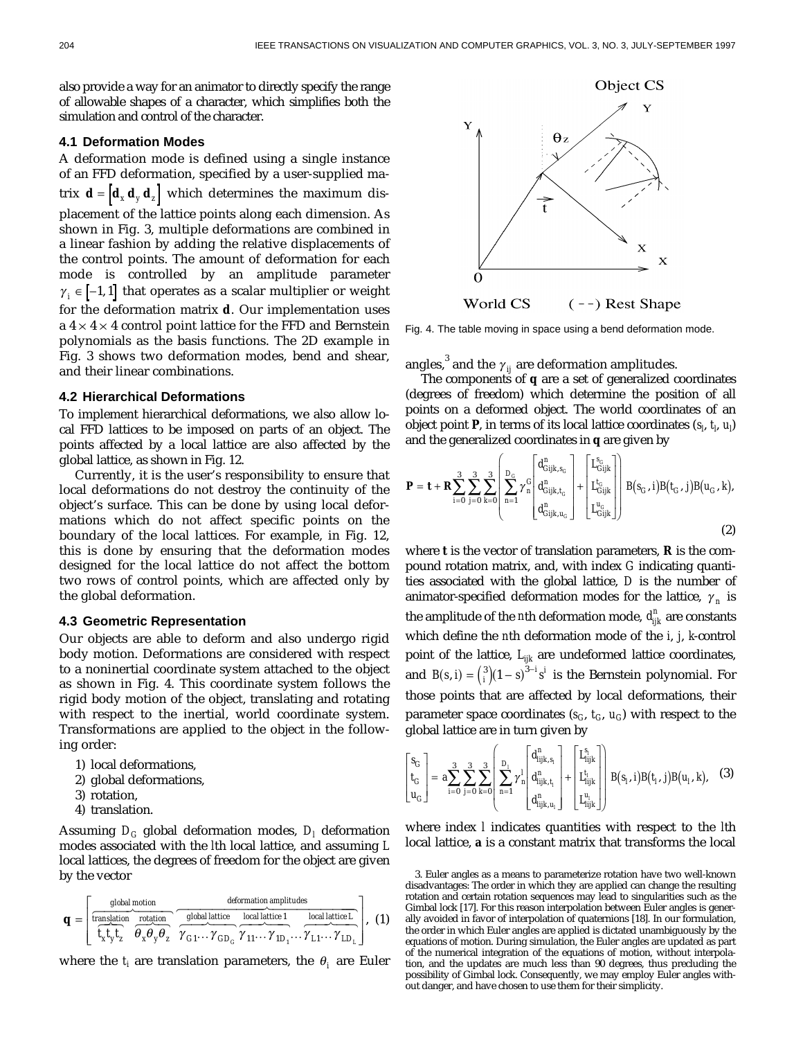also provide a way for an animator to directly specify the range of allowable shapes of a character, which simplifies both the simulation and control of the character.

### 4.1 Deformation Modes

A deformation mode is defined using a single instance of an FFD deformation, specified by a user-supplied matrix $\mathbf{d} = [\mathbf{d}_x\, \mathbf{d}_y\, \mathbf{d}_z]$ which determines the maximum displacement of the lattice points along each dimension. As shown in Fig. 3, multiple deformations are combined in a linear fashion by adding the relative displacements of the control points. The amount of deformation for each mode is controlled by an amplitude parameter $\gamma_i \in [-1, 1]$ that operates as a scalar multiplier or weight for the deformation matrix $\mathbf{d}$. Our implementation uses a $4 \times 4 \times 4$ control point lattice for the FFD and Bernstein polynomials as the basis functions. The 2D example in Fig. 3 shows two deformation modes, bend and shear, and their linear combinations.

### 4.2 Hierarchical Deformations

To implement hierarchical deformations, we also allow local FFD lattices to be imposed on parts of an object. The points affected by a local lattice are also affected by the global lattice, as shown in Fig. 12.

Currently, it is the user's responsibility to ensure that local deformations do not destroy the continuity of the object's surface. This can be done by using local deformations which do not affect specific points on the boundary of the local lattices. For example, in Fig. 12, this is done by ensuring that the deformation modes designed for the local lattice do not affect the bottom two rows of control points, which are affected only by the global deformation.

### 4.3 Geometric Representation

Our objects are able to deform and also undergo rigid body motion. Deformations are considered with respect to a noninertial coordinate system attached to the object as shown in Fig. 4. This coordinate system follows the rigid body motion of the object, translating and rotating with respect to the inertial, world coordinate system. Transformations are applied to the object in the following order:

1) local deformations,
2) global deformations,
3) rotation,
4) translation.

Assuming $D_G$ global deformation modes, $D_l$ deformation modes associated with the $l$th local lattice, and assuming $L$ local lattices, the degrees of freedom for the object are given by the vector

$$\mathbf{q} = \Big[ \overbrace{\underbrace{t_x t_y t_z}_{\text{translation}} \; \underbrace{\theta_x \theta_y \theta_z}_{\text{rotation}}}^{\text{global motion}} \; \overbrace{\underbrace{\gamma_{G1} \ldots \gamma_{GD_G}}_{\text{global lattice}} \; \underbrace{\gamma_{11} \ldots \gamma_{1D_1}}_{\text{local lattice 1}} \ldots \underbrace{\gamma_{L1} \ldots \gamma_{LD_L}}_{\text{local lattice L}}}^{\text{deformation amplitudes}} \Big], \quad (1)$$

where the $t_i$ are translation parameters, the $\theta_i$ are Euler angles,[3] and the $\gamma_{ij}$ are deformation amplitudes.

Fig. 4. The table moving in space using a bend deformation mode.

The components of $\mathbf{q}$ are a set of generalized coordinates (degrees of freedom) which determine the position of all points on a deformed object. The world coordinates of an object point $\mathbf{P}$, in terms of its local lattice coordinates $(s_l, t_l, u_l)$ and the generalized coordinates in $\mathbf{q}$ are given by

$$\mathbf{P} = \mathbf{t} + \mathbf{R} \sum_{i=0}^{3} \sum_{j=0}^{3} \sum_{k=0}^{3} \left( \sum_{n=1}^{D_G} \gamma_n^G \begin{bmatrix} d_{Gijk,s_G}^n \\ d_{Gijk,t_G}^n \\ d_{Gijk,u_G}^n \end{bmatrix} + \begin{bmatrix} L_{Gijk}^{s_G} \\ L_{Gijk}^{t_G} \\ L_{Gijk}^{u_G} \end{bmatrix} \right) B(s_G, i) B(t_G, j) B(u_G, k), \quad (2)$$

where $\mathbf{t}$ is the vector of translation parameters, $\mathbf{R}$ is the compound rotation matrix, and, with index $G$ indicating quantities associated with the global lattice, $D$ is the number of animator-specified deformation modes for the lattice, $\gamma_n$ is the amplitude of the $n$th deformation mode, $d_{ijk}^n$ are constants which define the $n$th deformation mode of the $i, j, k$-control point of the lattice, $L_{ijk}$ are undeformed lattice coordinates, and $B(s, i) = \binom{3}{i}(1-s)^{3-i} s^i$ is the Bernstein polynomial. For those points that are affected by local deformations, their parameter space coordinates $(s_G, t_G, u_G)$ with respect to the global lattice are in turn given by

$$\begin{bmatrix} s_G \\ t_G \\ u_G \end{bmatrix} = \mathbf{a} \sum_{i=0}^{3} \sum_{j=0}^{3} \sum_{k=0}^{3} \left( \sum_{n=1}^{D_l} \gamma_n^l \begin{bmatrix} d_{lijk,s_l}^n \\ d_{lijk,t_l}^n \\ d_{lijk,u_l}^n \end{bmatrix} + \begin{bmatrix} L_{lijk}^{s_l} \\ L_{lijk}^{t_l} \\ L_{lijk}^{u_l} \end{bmatrix} \right) B(s_l, i) B(t_l, j) B(u_l, k), \quad (3)$$

where index $l$ indicates quantities with respect to the $l$th local lattice, $\mathbf{a}$ is a constant matrix that transforms the local

3. Euler angles as a means to parameterize rotation have two well-known disadvantages: The order in which they are applied can change the resulting rotation and certain rotation sequences may lead to singularities such as the Gimbal lock [17]. For this reason interpolation between Euler angles is generally avoided in favor of interpolation of quaternions [18]. In our formulation, the order in which Euler angles are applied is dictated unambiguously by the equations of motion. During simulation, the Euler angles are updated as part of the numerical integration of the equations of motion, without interpolation, and the updates are much less than 90 degrees, thus precluding the possibility of Gimbal lock. Consequently, we may employ Euler angles without danger, and have chosen to use them for their simplicity.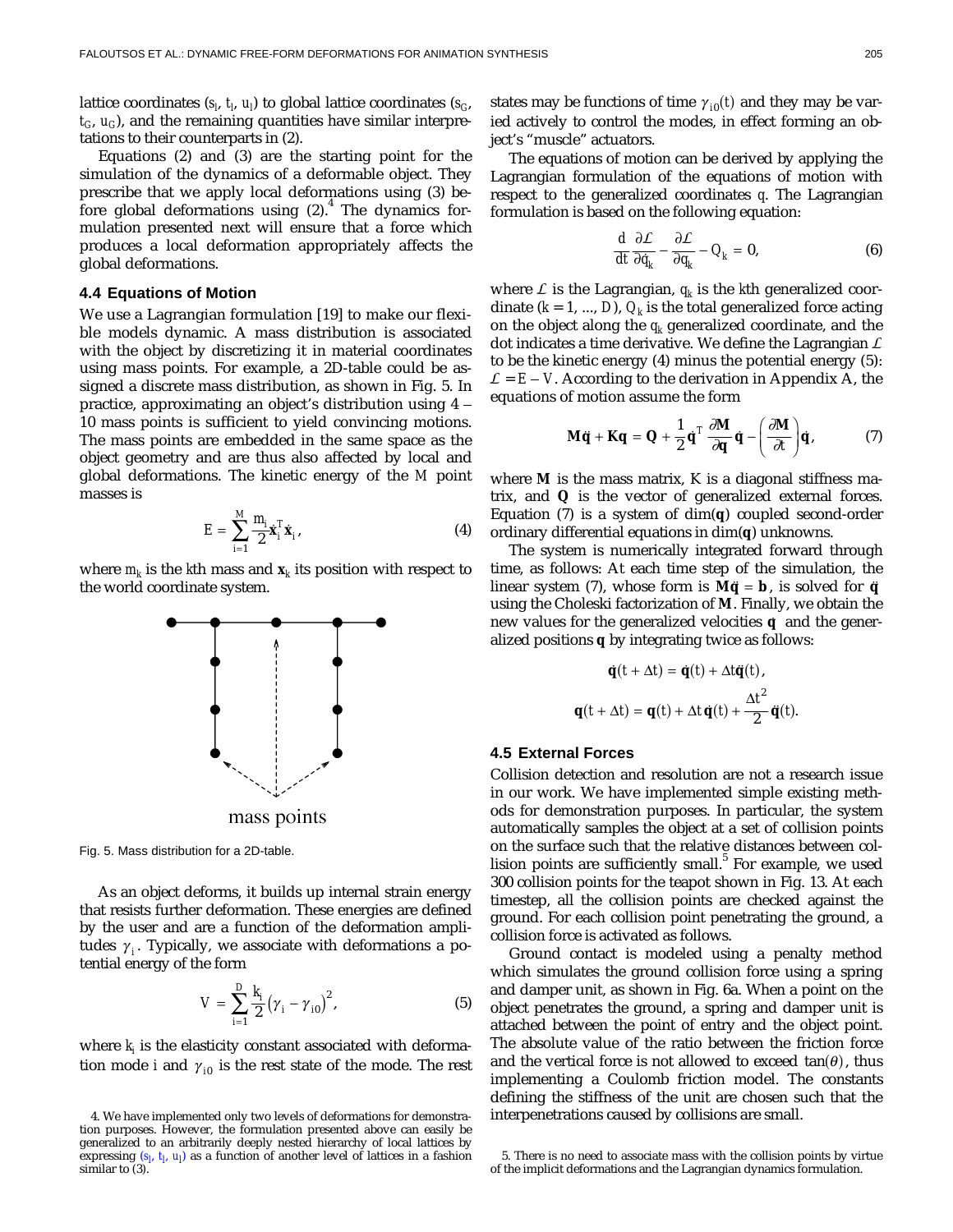lattice coordinates ($s_l$, $t_l$, $u_l$) to global lattice coordinates ($s_G$, $t_G$, $u_G$), and the remaining quantities have similar interpretations to their counterparts in (2).

Equations (2) and (3) are the starting point for the simulation of the dynamics of a deformable object. They prescribe that we apply local deformations using (3) before global deformations using (2).[4] The dynamics formulation presented next will ensure that a force which produces a local deformation appropriately affects the global deformations.

### 4.4 Equations of Motion

We use a Lagrangian formulation [19] to make our flexible models dynamic. A mass distribution is associated with the object by discretizing it in material coordinates using mass points. For example, a 2D-table could be assigned a discrete mass distribution, as shown in Fig. 5. In practice, approximating an object's distribution using 4 – 10 mass points is sufficient to yield convincing motions. The mass points are embedded in the same space as the object geometry and are thus also affected by local and global deformations. The kinetic energy of the $M$ point masses is

$$E = \sum_{i=1}^{M} \frac{m_i}{2} \dot{\mathbf{x}}_i^T \dot{\mathbf{x}}_i, \tag{4}$$

where $m_k$ is the $k$th mass and $\mathbf{x}_k$ its position with respect to the world coordinate system.

mass points

Fig. 5. Mass distribution for a 2D-table.

As an object deforms, it builds up internal strain energy that resists further deformation. These energies are defined by the user and are a function of the deformation amplitudes $\gamma_i$. Typically, we associate with deformations a potential energy of the form

$$V = \sum_{i=1}^{D} \frac{k_i}{2} \left(\gamma_i - \gamma_{i0}\right)^2, \tag{5}$$

where $k_i$ is the elasticity constant associated with deformation mode $i$ and $\gamma_{i0}$ is the rest state of the mode. The rest states may be functions of time $\gamma_{i0}(t)$ and they may be varied actively to control the modes, in effect forming an object's "muscle" actuators.

The equations of motion can be derived by applying the Lagrangian formulation of the equations of motion with respect to the generalized coordinates $q$. The Lagrangian formulation is based on the following equation:

$$\frac{d}{dt} \frac{\partial \mathcal{L}}{\partial \dot{q}_k} - \frac{\partial \mathcal{L}}{\partial q_k} - Q_k = 0, \tag{6}$$

where $\mathcal{L}$ is the Lagrangian, $q_k$ is the $k$th generalized coordinate ($k = 1, ..., D$), $Q_k$ is the total generalized force acting on the object along the $q_k$ generalized coordinate, and the dot indicates a time derivative. We define the Lagrangian $\mathcal{L}$ to be the kinetic energy (4) minus the potential energy (5): $\mathcal{L} = E - V$. According to the derivation in Appendix A, the equations of motion assume the form

$$\mathbf{M}\ddot{\mathbf{q}} + \mathbf{K}\mathbf{q} = \mathbf{Q} + \frac{1}{2} \dot{\mathbf{q}}^T \frac{\partial \mathbf{M}}{\partial \mathbf{q}} \dot{\mathbf{q}} - \left(\frac{\partial \mathbf{M}}{\partial t}\right) \dot{\mathbf{q}}, \tag{7}$$

where $\mathbf{M}$ is the mass matrix, $K$ is a diagonal stiffness matrix, and $\mathbf{Q}$ is the vector of generalized external forces. Equation (7) is a system of dim($\mathbf{q}$) coupled second-order ordinary differential equations in dim($\mathbf{q}$) unknowns.

The system is numerically integrated forward through time, as follows: At each time step of the simulation, the linear system (7), whose form is $\mathbf{M}\ddot{\mathbf{q}} = \mathbf{b}$, is solved for $\ddot{\mathbf{q}}$ using the Choleski factorization of $\mathbf{M}$. Finally, we obtain the new values for the generalized velocities $\dot{\mathbf{q}}$ and the generalized positions $\mathbf{q}$ by integrating twice as follows:

$$\dot{\mathbf{q}}(t + \Delta t) = \dot{\mathbf{q}}(t) + \Delta t \ddot{\mathbf{q}}(t),$$

$$\mathbf{q}(t + \Delta t) = \mathbf{q}(t) + \Delta t \, \dot{\mathbf{q}}(t) + \frac{\Delta t^2}{2} \ddot{\mathbf{q}}(t).$$

### 4.5 External Forces

Collision detection and resolution are not a research issue in our work. We have implemented simple existing methods for demonstration purposes. In particular, the system automatically samples the object at a set of collision points on the surface such that the relative distances between collision points are sufficiently small.[5] For example, we used 300 collision points for the teapot shown in Fig. 13. At each timestep, all the collision points are checked against the ground. For each collision point penetrating the ground, a collision force is activated as follows.

Ground contact is modeled using a penalty method which simulates the ground collision force using a spring and damper unit, as shown in Fig. 6a. When a point on the object penetrates the ground, a spring and damper unit is attached between the point of entry and the object point. The absolute value of the ratio between the friction force and the vertical force is not allowed to exceed $\tan(\theta)$, thus implementing a Coulomb friction model. The constants defining the stiffness of the unit are chosen such that the interpenetrations caused by collisions are small.

4. We have implemented only two levels of deformations for demonstration purposes. However, the formulation presented above can easily be generalized to an arbitrarily deeply nested hierarchy of local lattices by expressing ($s_l$, $t_l$, $u_l$) as a function of another level of lattices in a fashion similar to (3).

5. There is no need to associate mass with the collision points by virtue of the implicit deformations and the Lagrangian dynamics formulation.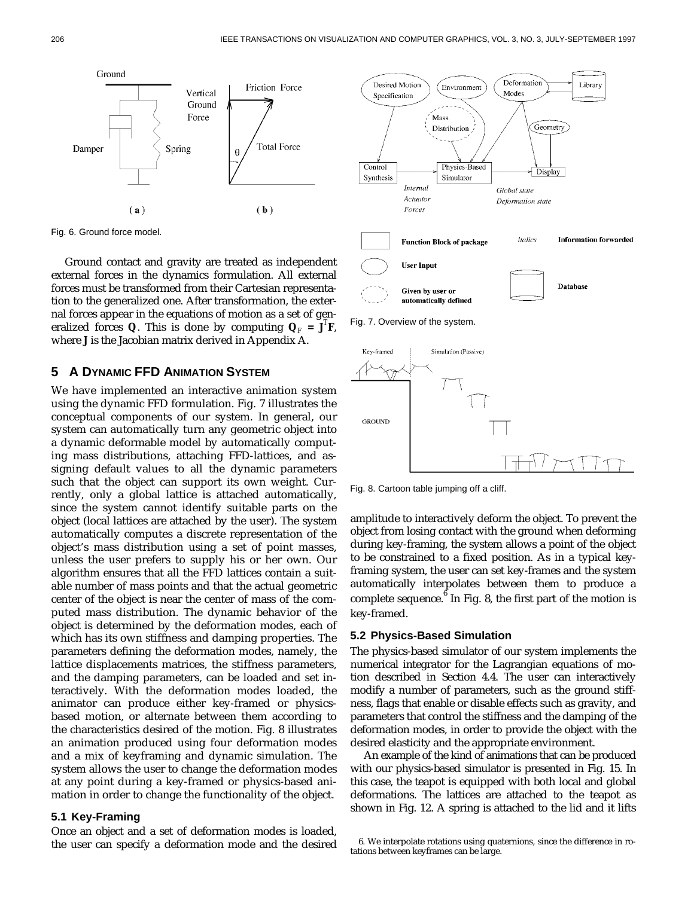Fig. 6. Ground force model.

Ground contact and gravity are treated as independent external forces in the dynamics formulation. All external forces must be transformed from their Cartesian representation to the generalized one. After transformation, the external forces appear in the equations of motion as a set of generalized forces $\mathbf{Q}$. This is done by computing $\mathbf{Q}_F = \mathbf{J}^T\mathbf{F}$, where $\mathbf{J}$ is the Jacobian matrix derived in Appendix A.

## 5 A Dynamic FFD Animation System

We have implemented an interactive animation system using the dynamic FFD formulation. Fig. 7 illustrates the conceptual components of our system. In general, our system can automatically turn any geometric object into a dynamic deformable model by automatically computing mass distributions, attaching FFD-lattices, and assigning default values to all the dynamic parameters such that the object can support its own weight. Currently, only a global lattice is attached automatically, since the system cannot identify suitable parts on the object (local lattices are attached by the user). The system automatically computes a discrete representation of the object's mass distribution using a set of point masses, unless the user prefers to supply his or her own. Our algorithm ensures that all the FFD lattices contain a suitable number of mass points and that the actual geometric center of the object is near the center of mass of the computed mass distribution. The dynamic behavior of the object is determined by the deformation modes, each of which has its own stiffness and damping properties. The parameters defining the deformation modes, namely, the lattice displacements matrices, the stiffness parameters, and the damping parameters, can be loaded and set interactively. With the deformation modes loaded, the animator can produce either key-framed or physics-based motion, or alternate between them according to the characteristics desired of the motion. Fig. 8 illustrates an animation produced using four deformation modes and a mix of keyframing and dynamic simulation. The system allows the user to change the deformation modes at any point during a key-framed or physics-based animation in order to change the functionality of the object.

### 5.1 Key-Framing

Once an object and a set of deformation modes is loaded, the user can specify a deformation mode and the desired amplitude to interactively deform the object. To prevent the object from losing contact with the ground when deforming during key-framing, the system allows a point of the object to be constrained to a fixed position. As in a typical key-framing system, the user can set key-frames and the system automatically interpolates between them to produce a complete sequence.[6] In Fig. 8, the first part of the motion is key-framed.

Fig. 7. Overview of the system.

Fig. 8. Cartoon table jumping off a cliff.

### 5.2 Physics-Based Simulation

The physics-based simulator of our system implements the numerical integrator for the Lagrangian equations of motion described in Section 4.4. The user can interactively modify a number of parameters, such as the ground stiffness, flags that enable or disable effects such as gravity, and parameters that control the stiffness and the damping of the deformation modes, in order to provide the object with the desired elasticity and the appropriate environment.

An example of the kind of animations that can be produced with our physics-based simulator is presented in Fig. 15. In this case, the teapot is equipped with both local and global deformations. The lattices are attached to the teapot as shown in Fig. 12. A spring is attached to the lid and it lifts

6. We interpolate rotations using quaternions, since the difference in rotations between keyframes can be large.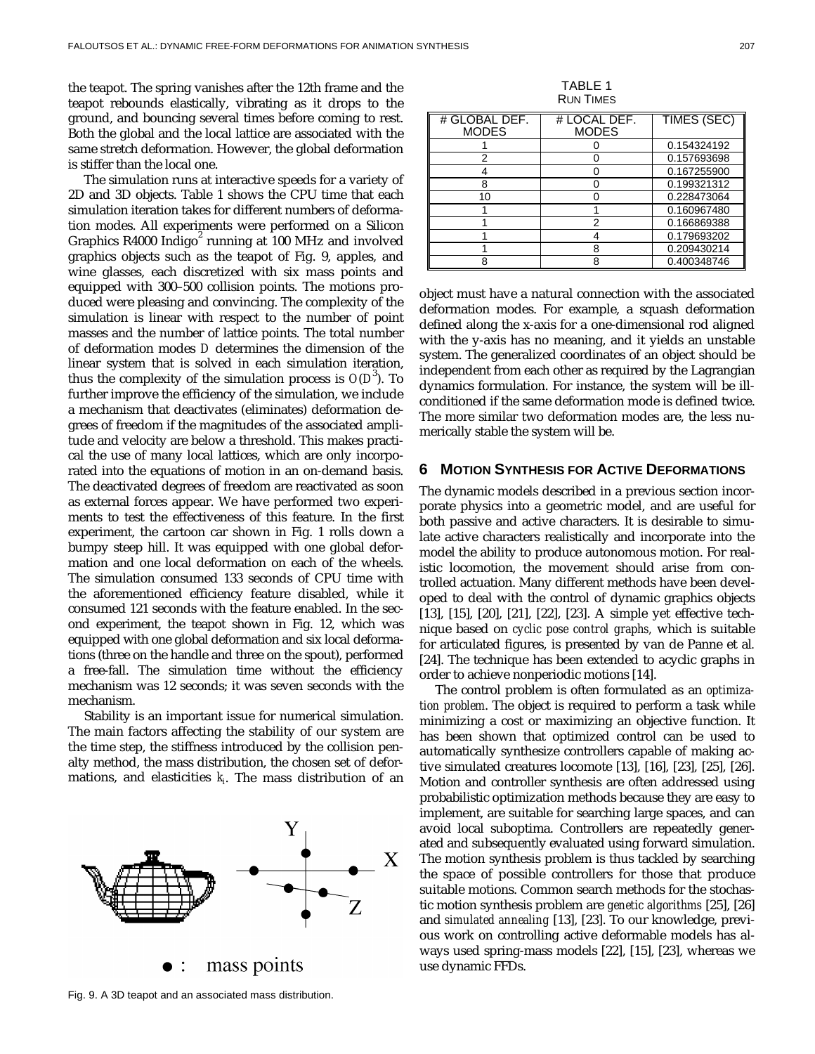the teapot. The spring vanishes after the 12th frame and the teapot rebounds elastically, vibrating as it drops to the ground, and bouncing several times before coming to rest. Both the global and the local lattice are associated with the same stretch deformation. However, the global deformation is stiffer than the local one.

The simulation runs at interactive speeds for a variety of 2D and 3D objects. Table 1 shows the CPU time that each simulation iteration takes for different numbers of deformation modes. All experiments were performed on a Silicon Graphics R4000 Indigo[2] running at 100 MHz and involved graphics objects such as the teapot of Fig. 9, apples, and wine glasses, each discretized with six mass points and equipped with 300–500 collision points. The motions produced were pleasing and convincing. The complexity of the simulation is linear with respect to the number of point masses and the number of lattice points. The total number of deformation modes $D$ determines the dimension of the linear system that is solved in each simulation iteration, thus the complexity of the simulation process is $O(D^3)$. To further improve the efficiency of the simulation, we include a mechanism that deactivates (eliminates) deformation degrees of freedom if the magnitudes of the associated amplitude and velocity are below a threshold. This makes practical the use of many local lattices, which are only incorporated into the equations of motion in an on-demand basis. The deactivated degrees of freedom are reactivated as soon as external forces appear. We have performed two experiments to test the effectiveness of this feature. In the first experiment, the cartoon car shown in Fig. 1 rolls down a bumpy steep hill. It was equipped with one global deformation and one local deformation on each of the wheels. The simulation consumed 133 seconds of CPU time with the aforementioned efficiency feature disabled, while it consumed 121 seconds with the feature enabled. In the second experiment, the teapot shown in Fig. 12, which was equipped with one global deformation and six local deformations (three on the handle and three on the spout), performed a free-fall. The simulation time without the efficiency mechanism was 12 seconds; it was seven seconds with the mechanism.

Stability is an important issue for numerical simulation. The main factors affecting the stability of our system are the time step, the stiffness introduced by the collision penalty method, the mass distribution, the chosen set of deformations, and elasticities $k_i$. The mass distribution of an object must have a natural connection with the associated deformation modes. For example, a squash deformation defined along the x-axis for a one-dimensional rod aligned with the y-axis has no meaning, and it yields an unstable system. The generalized coordinates of an object should be independent from each other as required by the Lagrangian dynamics formulation. For instance, the system will be ill-conditioned if the same deformation mode is defined twice. The more similar two deformation modes are, the less numerically stable the system will be.

Fig. 9. A 3D teapot and an associated mass distribution.

TABLE 1
RUN TIMES

| # GLOBAL DEF. MODES | # LOCAL DEF. MODES | TIMES (SEC) |
|---|---|---|
| 1 | 0 | 0.154324192 |
| 2 | 0 | 0.157693698 |
| 4 | 0 | 0.167255900 |
| 8 | 0 | 0.199321312 |
| 10 | 0 | 0.228473064 |
| 1 | 1 | 0.160967480 |
| 1 | 2 | 0.166869388 |
| 1 | 4 | 0.179693202 |
| 1 | 8 | 0.209430214 |
| 8 | 8 | 0.400348746 |

## 6 MOTION SYNTHESIS FOR ACTIVE DEFORMATIONS

The dynamic models described in a previous section incorporate physics into a geometric model, and are useful for both passive and active characters. It is desirable to simulate active characters realistically and incorporate into the model the ability to produce autonomous motion. For realistic locomotion, the movement should arise from controlled actuation. Many different methods have been developed to deal with the control of dynamic graphics objects [13], [15], [20], [21], [22], [23]. A simple yet effective technique based on *cyclic pose control graphs,* which is suitable for articulated figures, is presented by van de Panne et al. [24]. The technique has been extended to acyclic graphs in order to achieve nonperiodic motions [14].

The control problem is often formulated as an *optimization problem*. The object is required to perform a task while minimizing a cost or maximizing an objective function. It has been shown that optimized control can be used to automatically synthesize controllers capable of making active simulated creatures locomote [13], [16], [23], [25], [26]. Motion and controller synthesis are often addressed using probabilistic optimization methods because they are easy to implement, are suitable for searching large spaces, and can avoid local suboptima. Controllers are repeatedly generated and subsequently evaluated using forward simulation. The motion synthesis problem is thus tackled by searching the space of possible controllers for those that produce suitable motions. Common search methods for the stochastic motion synthesis problem are *genetic algorithms* [25], [26] and *simulated annealing* [13], [23]. To our knowledge, previous work on controlling active deformable models has always used spring-mass models [22], [15], [23], whereas we use dynamic FFDs.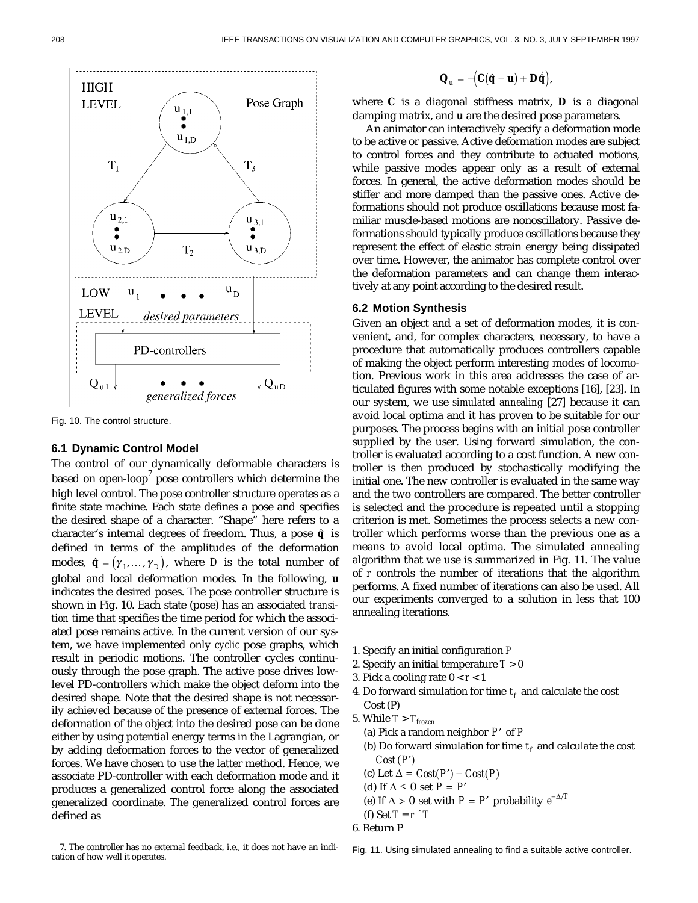Fig. 10. The control structure.

### 6.1 Dynamic Control Model

The control of our dynamically deformable characters is based on open-loop[7] pose controllers which determine the high level control. The pose controller structure operates as a finite state machine. Each state defines a pose and specifies the desired shape of a character. "Shape" here refers to a character's internal degrees of freedom. Thus, a pose $\hat{\mathbf{q}}$ is defined in terms of the amplitudes of the deformation modes, $\hat{\mathbf{q}} = (\gamma_1, \ldots, \gamma_D)$, where $D$ is the total number of global and local deformation modes. In the following, $\mathbf{u}$ indicates the desired poses. The pose controller structure is shown in Fig. 10. Each state (pose) has an associated *transition* time that specifies the time period for which the associated pose remains active. In the current version of our system, we have implemented only *cyclic* pose graphs, which result in periodic motions. The controller cycles continuously through the pose graph. The active pose drives low-level PD-controllers which make the object deform into the desired shape. Note that the desired shape is not necessarily achieved because of the presence of external forces. The deformation of the object into the desired pose can be done either by using potential energy terms in the Lagrangian, or by adding deformation forces to the vector of generalized forces. We have chosen to use the latter method. Hence, we associate PD-controller with each deformation mode and it produces a generalized control force along the associated generalized coordinate. The generalized control forces are defined as

$$\mathbf{Q}_u = -\left(\mathbf{C}(\hat{\mathbf{q}} - \mathbf{u}) + \mathbf{D}\dot{\hat{\mathbf{q}}}\right),$$

where $\mathbf{C}$ is a diagonal stiffness matrix, $\mathbf{D}$ is a diagonal damping matrix, and $\mathbf{u}$ are the desired pose parameters.

An animator can interactively specify a deformation mode to be active or passive. Active deformation modes are subject to control forces and they contribute to actuated motions, while passive modes appear only as a result of external forces. In general, the active deformation modes should be stiffer and more damped than the passive ones. Active deformations should not produce oscillations because most familiar muscle-based motions are nonoscillatory. Passive deformations should typically produce oscillations because they represent the effect of elastic strain energy being dissipated over time. However, the animator has complete control over the deformation parameters and can change them interactively at any point according to the desired result.

### 6.2 Motion Synthesis

Given an object and a set of deformation modes, it is convenient, and, for complex characters, necessary, to have a procedure that automatically produces controllers capable of making the object perform interesting modes of locomotion. Previous work in this area addresses the case of articulated figures with some notable exceptions [16], [23]. In our system, we use *simulated annealing* [27] because it can avoid local optima and it has proven to be suitable for our purposes. The process begins with an initial pose controller supplied by the user. Using forward simulation, the controller is evaluated according to a cost function. A new controller is then produced by stochastically modifying the initial one. The new controller is evaluated in the same way and the two controllers are compared. The better controller is selected and the procedure is repeated until a stopping criterion is met. Sometimes the process selects a new controller which performs worse than the previous one as a means to avoid local optima. The simulated annealing algorithm that we use is summarized in Fig. 11. The value of $r$ controls the number of iterations that the algorithm performs. A fixed number of iterations can also be used. All our experiments converged to a solution in less that 100 annealing iterations.

1. Specify an initial configuration $P$
2. Specify an initial temperature $T > 0$
3. Pick a cooling rate $0 < r < 1$
4. Do forward simulation for time $t_f$ and calculate the cost Cost (P)
5. While $T > T_{frozen}$
   (a) Pick a random neighbor $P'$ of $P$
   (b) Do forward simulation for time $t_f$ and calculate the cost $Cost(P')$
   (c) Let $\Delta = Cost(P') - Cost(P)$
   (d) If $\Delta \leq 0$ set $P = P'$
   (e) If $\Delta > 0$ set with $P = P'$ probability $e^{-\Delta/T}$
   (f) Set $T = r \times T$
6. Return P

Fig. 11. Using simulated annealing to find a suitable active controller.

7. The controller has no external feedback, i.e., it does not have an indication of how well it operates.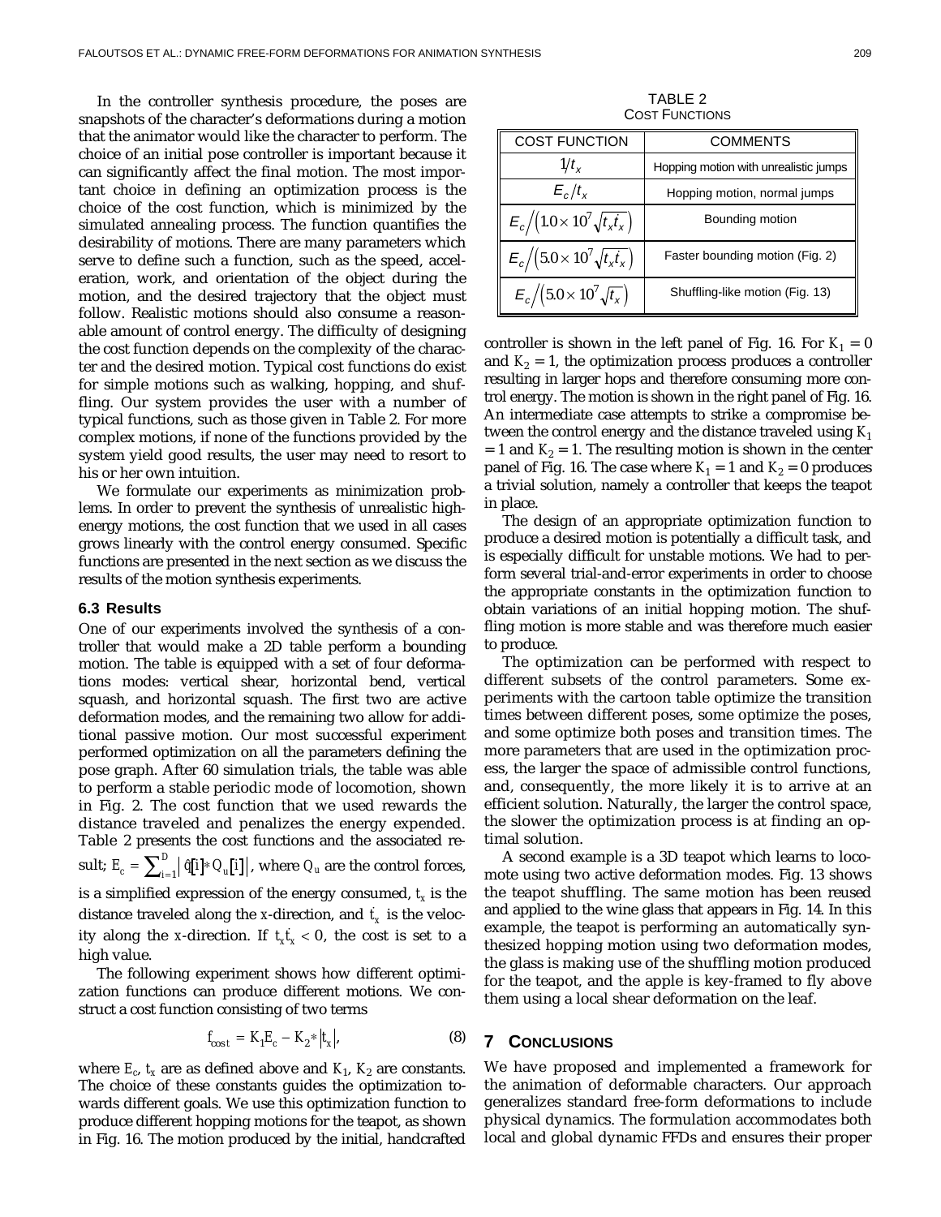In the controller synthesis procedure, the poses are snapshots of the character's deformations during a motion that the animator would like the character to perform. The choice of an initial pose controller is important because it can significantly affect the final motion. The most important choice in defining an optimization process is the choice of the cost function, which is minimized by the simulated annealing process. The function quantifies the desirability of motions. There are many parameters which serve to define such a function, such as the speed, acceleration, work, and orientation of the object during the motion, and the desired trajectory that the object must follow. Realistic motions should also consume a reasonable amount of control energy. The difficulty of designing the cost function depends on the complexity of the character and the desired motion. Typical cost functions do exist for simple motions such as walking, hopping, and shuffling. Our system provides the user with a number of typical functions, such as those given in Table 2. For more complex motions, if none of the functions provided by the system yield good results, the user may need to resort to his or her own intuition.

We formulate our experiments as minimization problems. In order to prevent the synthesis of unrealistic high-energy motions, the cost function that we used in all cases grows linearly with the control energy consumed. Specific functions are presented in the next section as we discuss the results of the motion synthesis experiments.

### 6.3 Results

One of our experiments involved the synthesis of a controller that would make a 2D table perform a bounding motion. The table is equipped with a set of four deformations modes: vertical shear, horizontal bend, vertical squash, and horizontal squash. The first two are active deformation modes, and the remaining two allow for additional passive motion. Our most successful experiment performed optimization on all the parameters defining the pose graph. After 60 simulation trials, the table was able to perform a stable periodic mode of locomotion, shown in Fig. 2. The cost function that we used rewards the distance traveled and penalizes the energy expended. Table 2 presents the cost functions and the associated result; $E_c = \sum_{i=1}^{D} \left| \dot{q}[i] * Q_u[i] \right|$, where $Q_u$ are the control forces, is a simplified expression of the energy consumed, $t_x$ is the distance traveled along the $x$-direction, and $\dot{t}_x$ is the velocity along the $x$-direction. If $t_x \dot{t}_x < 0$, the cost is set to a high value.

The following experiment shows how different optimization functions can produce different motions. We construct a cost function consisting of two terms

$$f_{cost} = K_1 E_c - K_2 * \left| t_x \right|, \tag{8}$$

where $E_c$, $t_x$ are as defined above and $K_1$, $K_2$ are constants. The choice of these constants guides the optimization towards different goals. We use this optimization function to produce different hopping motions for the teapot, as shown in Fig. 16. The motion produced by the initial, handcrafted controller is shown in the left panel of Fig. 16. For $K_1 = 0$ and $K_2 = 1$, the optimization process produces a controller resulting in larger hops and therefore consuming more control energy. The motion is shown in the right panel of Fig. 16. An intermediate case attempts to strike a compromise between the control energy and the distance traveled using $K_1 = 1$ and $K_2 = 1$. The resulting motion is shown in the center panel of Fig. 16. The case where $K_1 = 1$ and $K_2 = 0$ produces a trivial solution, namely a controller that keeps the teapot in place.

TABLE 2
COST FUNCTIONS

| COST FUNCTION | COMMENTS |
|---|---|
| $1/t_x$ | Hopping motion with unrealistic jumps |
| $E_c/t_x$ | Hopping motion, normal jumps |
| $E_c\Big/\left(1.0\times 10^7\sqrt{t_x \dot{t}_x}\right)$ | Bounding motion |
| $E_c\Big/\left(5.0\times 10^7\sqrt{t_x \dot{t}_x}\right)$ | Faster bounding motion (Fig. 2) |
| $E_c\Big/\left(5.0\times 10^7\sqrt{\dot{t}_x}\right)$ | Shuffling-like motion (Fig. 13) |

The design of an appropriate optimization function to produce a desired motion is potentially a difficult task, and is especially difficult for unstable motions. We had to perform several trial-and-error experiments in order to choose the appropriate constants in the optimization function to obtain variations of an initial hopping motion. The shuffling motion is more stable and was therefore much easier to produce.

The optimization can be performed with respect to different subsets of the control parameters. Some experiments with the cartoon table optimize the transition times between different poses, some optimize the poses, and some optimize both poses and transition times. The more parameters that are used in the optimization process, the larger the space of admissible control functions, and, consequently, the more likely it is to arrive at an efficient solution. Naturally, the larger the control space, the slower the optimization process is at finding an optimal solution.

A second example is a 3D teapot which learns to locomote using two active deformation modes. Fig. 13 shows the teapot shuffling. The same motion has been reused and applied to the wine glass that appears in Fig. 14. In this example, the teapot is performing an automatically synthesized hopping motion using two deformation modes, the glass is making use of the shuffling motion produced for the teapot, and the apple is key-framed to fly above them using a local shear deformation on the leaf.

## 7 Conclusions

We have proposed and implemented a framework for the animation of deformable characters. Our approach generalizes standard free-form deformations to include physical dynamics. The formulation accommodates both local and global dynamic FFDs and ensures their proper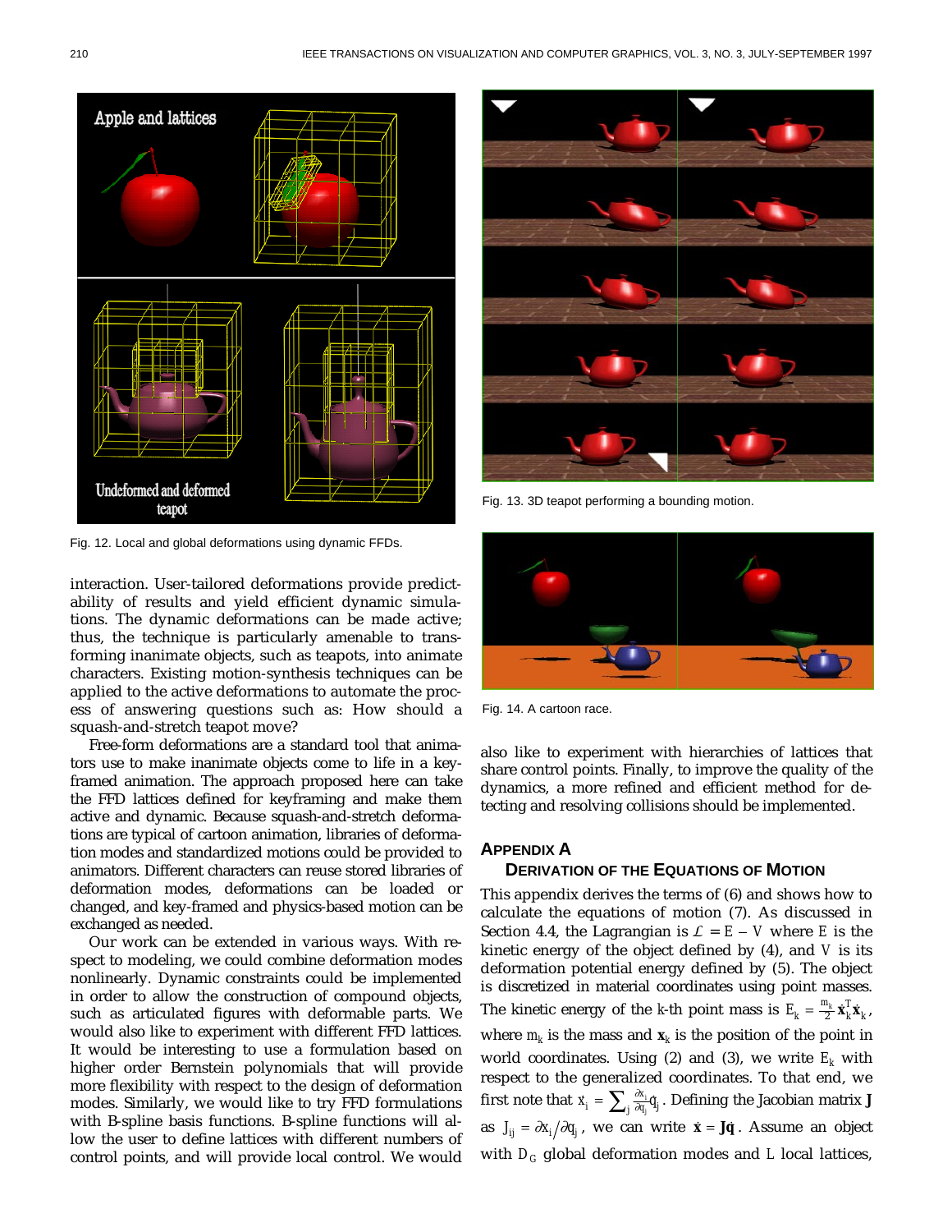Fig. 12. Local and global deformations using dynamic FFDs.

Fig. 13. 3D teapot performing a bounding motion.

Fig. 14. A cartoon race.

interaction. User-tailored deformations provide predictability of results and yield efficient dynamic simulations. The dynamic deformations can be made active; thus, the technique is particularly amenable to transforming inanimate objects, such as teapots, into animate characters. Existing motion-synthesis techniques can be applied to the active deformations to automate the process of answering questions such as: How should a squash-and-stretch teapot move?

Free-form deformations are a standard tool that animators use to make inanimate objects come to life in a key-framed animation. The approach proposed here can take the FFD lattices defined for keyframing and make them active and dynamic. Because squash-and-stretch deformations are typical of cartoon animation, libraries of deformation modes and standardized motions could be provided to animators. Different characters can reuse stored libraries of deformation modes, deformations can be loaded or changed, and key-framed and physics-based motion can be exchanged as needed.

Our work can be extended in various ways. With respect to modeling, we could combine deformation modes nonlinearly. Dynamic constraints could be implemented in order to allow the construction of compound objects, such as articulated figures with deformable parts. We would also like to experiment with different FFD lattices. It would be interesting to use a formulation based on higher order Bernstein polynomials that will provide more flexibility with respect to the design of deformation modes. Similarly, we would like to try FFD formulations with B-spline basis functions. B-spline functions will allow the user to define lattices with different numbers of control points, and will provide local control. We would also like to experiment with hierarchies of lattices that share control points. Finally, to improve the quality of the dynamics, a more refined and efficient method for detecting and resolving collisions should be implemented.

## Appendix A
### Derivation of the Equations of Motion

This appendix derives the terms of (6) and shows how to calculate the equations of motion (7). As discussed in Section 4.4, the Lagrangian is $\mathcal{L} = E - V$ where $E$ is the kinetic energy of the object defined by (4), and $V$ is its deformation potential energy defined by (5). The object is discretized in material coordinates using point masses. The kinetic energy of the $k$-th point mass is $E_k = \frac{m_k}{2}\dot{\mathbf{x}}_k^T\dot{\mathbf{x}}_k$, where $m_k$ is the mass and $\mathbf{x}_k$ is the position of the point in world coordinates. Using (2) and (3), we write $E_k$ with respect to the generalized coordinates. To that end, we first note that $\dot{x}_i = \sum_j \frac{\partial x_i}{\partial q_j}\dot{q}_j$. Defining the Jacobian matrix $\mathbf{J}$ as $J_{ij} = \partial x_i / \partial q_j$, we can write $\dot{\mathbf{x}} = \mathbf{J}\dot{\mathbf{q}}$. Assume an object with $D_G$ global deformation modes and $L$ local lattices,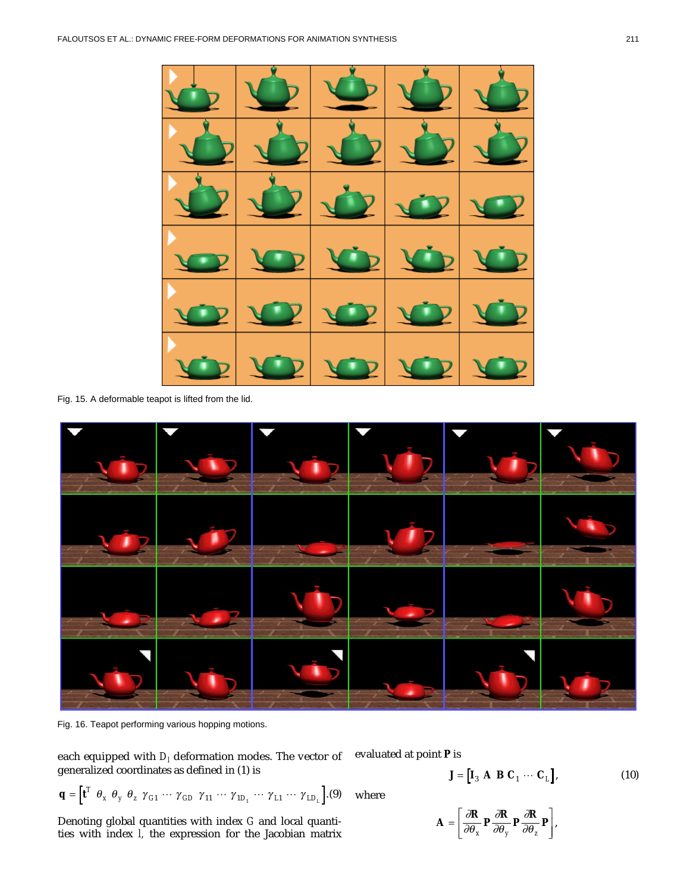Fig. 15. A deformable teapot is lifted from the lid.

Fig. 16. Teapot performing various hopping motions.

each equipped with $D_l$ deformation modes. The vector of generalized coordinates as defined in (1) is

$$\mathbf{q} = \left[\mathbf{t}^{\mathrm{T}} \ \theta_x \ \theta_y \ \theta_z \ \gamma_{G1} \cdots \gamma_{GD} \ \gamma_{11} \cdots \gamma_{1D_1} \cdots \gamma_{L1} \cdots \gamma_{LD_L}\right]. \quad (9)$$

Denoting global quantities with index G and local quantities with index l, the expression for the Jacobian matrix evaluated at point **P** is

$$\mathbf{J} = \left[\mathbf{I}_3 \ \mathbf{A} \ \mathbf{B} \ \mathbf{C}_1 \cdots \mathbf{C}_L\right], \quad (10)$$

where

$$\mathbf{A} = \left[\frac{\partial \mathbf{R}}{\partial \theta_x}\mathbf{P} \ \frac{\partial \mathbf{R}}{\partial \theta_y}\mathbf{P} \ \frac{\partial \mathbf{R}}{\partial \theta_z}\mathbf{P}\right],$$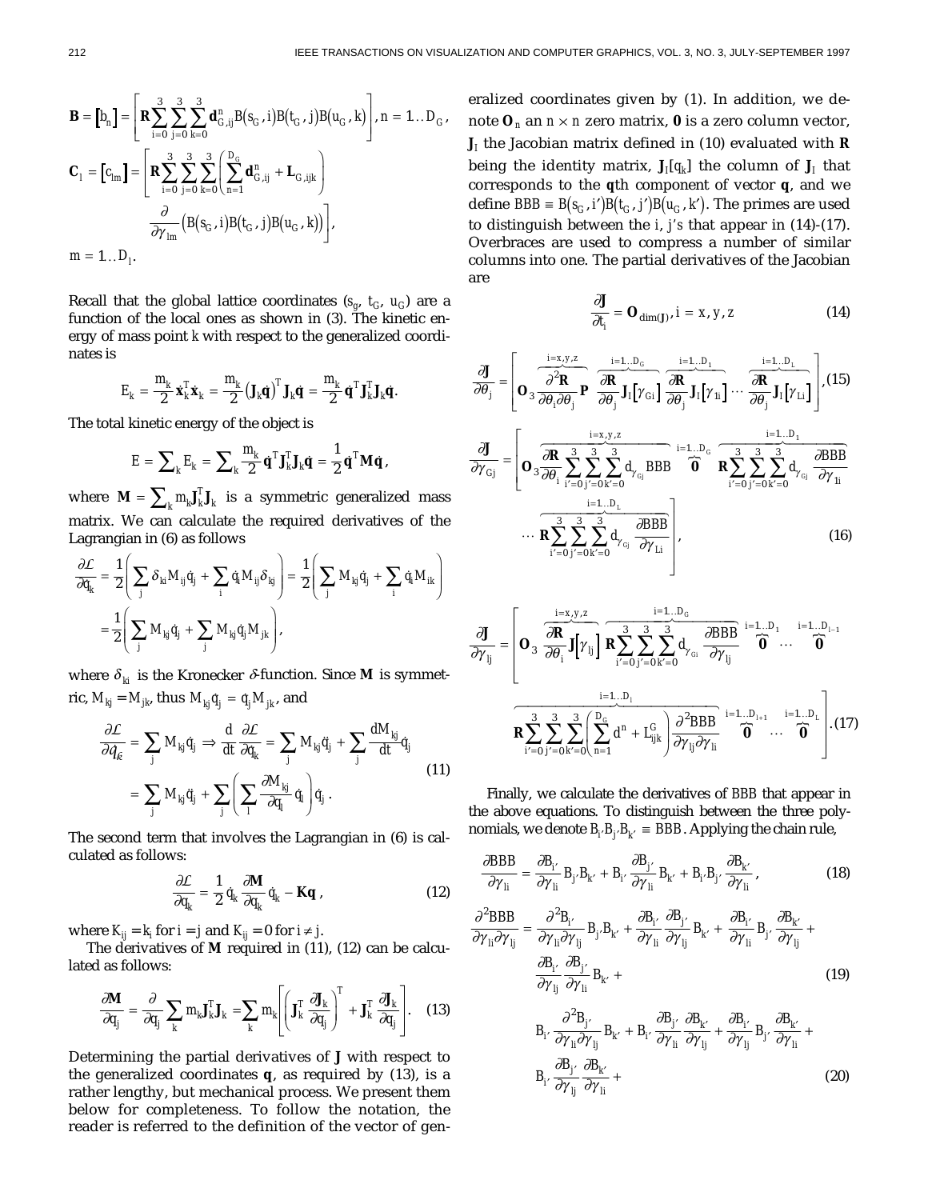$$\mathbf{B} = \left[b_n\right] = \left[\mathbf{R}\sum_{i=0}^{3}\sum_{j=0}^{3}\sum_{k=0}^{3}\mathbf{d}_{G,ij}^{n}B(s_G,i)B(t_G,j)B(u_G,k)\right], n = 1\ldots D_G,$$

$$\mathbf{C}_l = \left[c_{lm}\right] = \left[\mathbf{R}\sum_{i=0}^{3}\sum_{j=0}^{3}\sum_{k=0}^{3}\left(\sum_{n=1}^{D_G}\mathbf{d}_{G,ij}^{n} + \mathbf{L}_{G,ijk}\right)\frac{\partial}{\partial\gamma_{lm}}\left(B(s_G,i)B(t_G,j)B(u_G,k)\right)\right],$$

$$m = 1\ldots D_l.$$

Recall that the global lattice coordinates $(s_g, t_G, u_G)$ are a function of the local ones as shown in (3). The kinetic energy of mass point $k$ with respect to the generalized coordinates is

$$E_k = \frac{m_k}{2}\dot{\mathbf{x}}_k^T\dot{\mathbf{x}}_k = \frac{m_k}{2}\left(\mathbf{J}_k\dot{\mathbf{q}}\right)^T\mathbf{J}_k\dot{\mathbf{q}} = \frac{m_k}{2}\dot{\mathbf{q}}^T\mathbf{J}_k^T\mathbf{J}_k\dot{\mathbf{q}}.$$

The total kinetic energy of the object is

$$E = \sum_k E_k = \sum_k \frac{m_k}{2}\dot{\mathbf{q}}^T\mathbf{J}_k^T\mathbf{J}_k\dot{\mathbf{q}} = \frac{1}{2}\dot{\mathbf{q}}^T\mathbf{M}\dot{\mathbf{q}},$$

where $\mathbf{M} = \sum_k m_k\mathbf{J}_k^T\mathbf{J}_k$ is a symmetric generalized mass matrix. We can calculate the required derivatives of the Lagrangian in (6) as follows

$$\frac{\partial\mathcal{L}}{\partial\dot{q}_k} = \frac{1}{2}\left(\sum_j \delta_{ki}M_{ij}\dot{q}_j + \sum_i \dot{q}_i M_{ij}\delta_{kj}\right) = \frac{1}{2}\left(\sum_j M_{kj}\dot{q}_j + \sum_i \dot{q}_i M_{ik}\right)$$
$$= \frac{1}{2}\left(\sum_j M_{kj}\dot{q}_j + \sum_j M_{kj}\dot{q}_j M_{jk}\right),$$

where $\delta_{ki}$ is the Kronecker $\delta$-function. Since $\mathbf{M}$ is symmetric, $M_{kj} = M_{jk}$, thus $M_{kj}\dot{q}_j = \dot{q}_j M_{jk}$, and

$$\frac{\partial\mathcal{L}}{\partial\dot{q}_k} = \sum_j M_{kj}\dot{q}_j \Rightarrow \frac{d}{dt}\frac{\partial\mathcal{L}}{\partial\dot{q}_k} = \sum_j M_{kj}\ddot{q}_j + \sum_j \frac{dM_{kj}}{dt}\dot{q}_j$$
$$= \sum_j M_{kj}\ddot{q}_j + \sum_j\left(\sum_l \frac{\partial M_{kj}}{\partial q_l}\dot{q}_l\right)\dot{q}_j. \tag{11}$$

The second term that involves the Lagrangian in (6) is calculated as follows:

$$\frac{\partial\mathcal{L}}{\partial q_k} = \frac{1}{2}\dot{q}_k\frac{\partial\mathbf{M}}{\partial q_k}\dot{q}_k - \mathbf{K}\mathbf{q}, \tag{12}$$

where $K_{ij} = k_i$ for $i = j$ and $K_{ij} = 0$ for $i \neq j$.

The derivatives of $\mathbf{M}$ required in (11), (12) can be calculated as follows:

$$\frac{\partial\mathbf{M}}{\partial q_j} = \frac{\partial}{\partial q_j}\sum_k m_k\mathbf{J}_k^T\mathbf{J}_k = \sum_k m_k\left[\left(\mathbf{J}_k^T\frac{\partial\mathbf{J}_k}{\partial q_j}\right)^T + \mathbf{J}_k^T\frac{\partial\mathbf{J}_k}{\partial q_j}\right]. \tag{13}$$

Determining the partial derivatives of $\mathbf{J}$ with respect to the generalized coordinates $\mathbf{q}$, as required by (13), is a rather lengthy, but mechanical process. We present them below for completeness. To follow the notation, the reader is referred to the definition of the vector of generalized coordinates given by (1). In addition, we denote $\mathbf{O}_n$ an $n \times n$ zero matrix, $\mathbf{0}$ is a zero column vector, $\mathbf{J}_I$ the Jacobian matrix defined in (10) evaluated with $\mathbf{R}$ being the identity matrix, $\mathbf{J}_I[q_k]$ the column of $\mathbf{J}_I$ that corresponds to the $\mathbf{q}$th component of vector $\mathbf{q}$, and we define $BBB \equiv B(s_G, i')B(t_G, j')B(u_G, k')$. The primes are used to distinguish between the $i$, $j$'s that appear in (14)-(17). Overbraces are used to compress a number of similar columns into one. The partial derivatives of the Jacobian are

$$\frac{\partial\mathbf{J}}{\partial t_i} = \mathbf{O}_{\dim(\mathbf{J})}, i = x, y, z \tag{14}$$

$$\frac{\partial\mathbf{J}}{\partial\theta_j} = \left[\mathbf{O}_3\ \overbrace{\frac{\partial^2\mathbf{R}}{\partial\theta_i\partial\theta_j}\mathbf{P}}^{i=x,y,z}\ \overbrace{\frac{\partial\mathbf{R}}{\partial\theta_j}\mathbf{J}_I\left[\gamma_{Gi}\right]}^{i=1\ldots D_G}\ \overbrace{\frac{\partial\mathbf{R}}{\partial\theta_j}\mathbf{J}_I\left[\gamma_{1i}\right]}^{i=1\ldots D_1}\cdots\overbrace{\frac{\partial\mathbf{R}}{\partial\theta_j}\mathbf{J}_I\left[\gamma_{Li}\right]}^{i=1\ldots D_L}\right], \tag{15}$$

$$\frac{\partial\mathbf{J}}{\partial\gamma_{Gj}} = \left[\mathbf{O}_3\ \overbrace{\frac{\partial\mathbf{R}}{\partial\theta_i}\sum_{i'=0}^{3}\sum_{j'=0}^{3}\sum_{k'=0}^{3}d_{\gamma_{Gj}}BBB}^{i=x,y,z}\ \overbrace{\mathbf{0}}^{i=1\ldots D_G}\ \overbrace{\mathbf{R}\sum_{i'=0}^{3}\sum_{j'=0}^{3}\sum_{k'=0}^{3}d_{\gamma_{Gj}}\frac{\partial BBB}{\partial\gamma_{1i}}}^{i=1\ldots D_1}\right.$$
$$\left.\cdots\overbrace{\mathbf{R}\sum_{i'=0}^{3}\sum_{j'=0}^{3}\sum_{k'=0}^{3}d_{\gamma_{Gj}}\frac{\partial BBB}{\partial\gamma_{Li}}}^{i=1\ldots D_L}\right], \tag{16}$$

$$\frac{\partial\mathbf{J}}{\partial\gamma_{lj}} = \left[\mathbf{O}_3\ \overbrace{\frac{\partial\mathbf{R}}{\partial\theta_i}\mathbf{J}\left[\gamma_{lj}\right]}^{i=x,y,z}\ \overbrace{\mathbf{R}\sum_{i'=0}^{3}\sum_{j'=0}^{3}\sum_{k'=0}^{3}d_{\gamma_{Gi}}\frac{\partial BBB}{\partial\gamma_{lj}}}^{i=1\ldots D_G}\ \overbrace{\mathbf{0}}^{i=1\ldots D_1}\cdots\overbrace{\mathbf{0}}^{i=1\ldots D_{l-1}}\right.$$
$$\left.\overbrace{\mathbf{R}\sum_{i'=0}^{3}\sum_{j'=0}^{3}\sum_{k'=0}^{3}\left(\sum_{n=1}^{D_G}d^n + L_{ijk}^G\right)\frac{\partial^2 BBB}{\partial\gamma_{lj}\partial\gamma_{li}}}^{i=1\ldots D_l}\ \overbrace{\mathbf{0}}^{i=1\ldots D_{l+1}}\cdots\overbrace{\mathbf{0}}^{i=1\ldots D_L}\right]. \tag{17}$$

Finally, we calculate the derivatives of $BBB$ that appear in the above equations. To distinguish between the three polynomials, we denote $B_{i'}B_{j'}B_{k'} \equiv BBB$. Applying the chain rule,

$$\frac{\partial BBB}{\partial\gamma_{li}} = \frac{\partial B_{i'}}{\partial\gamma_{li}}B_{j'}B_{k'} + B_{i'}\frac{\partial B_{j'}}{\partial\gamma_{li}}B_{k'} + B_{i'}B_{j'}\frac{\partial B_{k'}}{\partial\gamma_{li}}, \tag{18}$$

$$\frac{\partial^2 BBB}{\partial\gamma_{li}\partial\gamma_{lj}} = \frac{\partial^2 B_{i'}}{\partial\gamma_{li}\partial\gamma_{lj}}B_{j'}B_{k'} + \frac{\partial B_{i'}}{\partial\gamma_{li}}\frac{\partial B_{j'}}{\partial\gamma_{lj}}B_{k'} + \frac{\partial B_{i'}}{\partial\gamma_{li}}B_{j'}\frac{\partial B_{k'}}{\partial\gamma_{lj}} +$$
$$\frac{\partial B_{i'}}{\partial\gamma_{lj}}\frac{\partial B_{j'}}{\partial\gamma_{li}}B_{k'} + \tag{19}$$

$$B_{i'}\frac{\partial^2 B_{j'}}{\partial\gamma_{li}\partial\gamma_{lj}}B_{k'} + B_{i'}\frac{\partial B_{j'}}{\partial\gamma_{li}}\frac{\partial B_{k'}}{\partial\gamma_{lj}} + \frac{\partial B_{i'}}{\partial\gamma_{lj}}B_{j'}\frac{\partial B_{k'}}{\partial\gamma_{li}} +$$
$$B_{i'}\frac{\partial B_{j'}}{\partial\gamma_{lj}}\frac{\partial B_{k'}}{\partial\gamma_{li}} + \tag{20}$$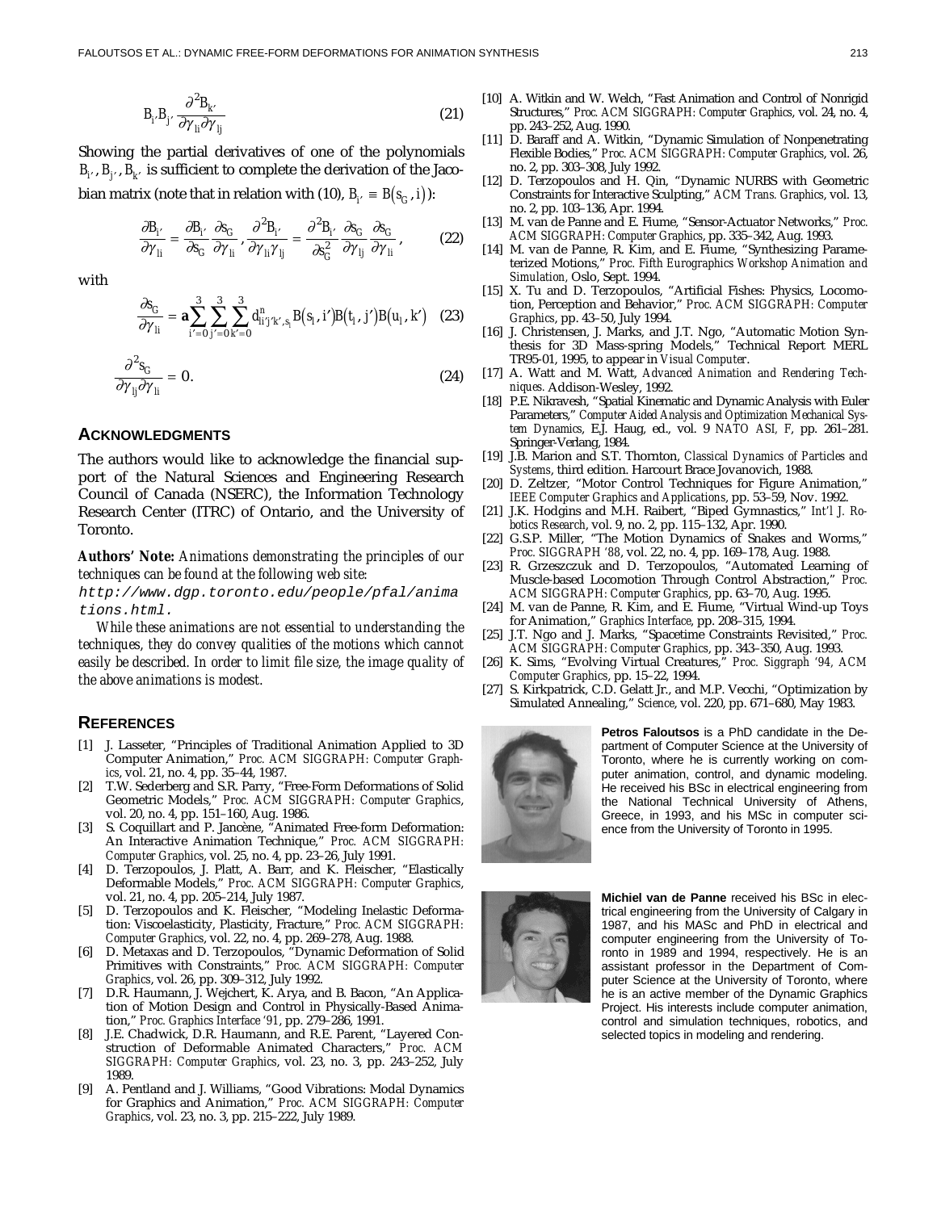$$B_{i'} B_{j'} \frac{\partial^2 B_{k'}}{\partial \gamma_{li} \partial \gamma_{lj}} \tag{21}$$

Showing the partial derivatives of one of the polynomials $B_{i'}, B_{j'}, B_{k'}$ is sufficient to complete the derivation of the Jacobian matrix (note that in relation with (10), $B_{i'} \equiv B(s_G, i)$):

$$\frac{\partial B_{i'}}{\partial \gamma_{li}} = \frac{\partial B_{i'}}{\partial s_G} \frac{\partial s_G}{\partial \gamma_{li}}, \frac{\partial^2 B_{i'}}{\partial \gamma_{li} \gamma_{lj}} = \frac{\partial^2 B_{i'}}{\partial s_G^2} \frac{\partial s_G}{\partial \gamma_{lj}} \frac{\partial s_G}{\partial \gamma_{li}}, \tag{22}$$

with

$$\frac{\partial s_G}{\partial \gamma_{li}} = \mathbf{a} \sum_{i'=0}^{3} \sum_{j'=0}^{3} \sum_{k'=0}^{3} d^n_{ii'j'k',s_l} B(s_l, i') B(t_l, j') B(u_l, k') \tag{23}$$

$$\frac{\partial^2 s_G}{\partial \gamma_{lj} \partial \gamma_{li}} = 0. \tag{24}$$

## Acknowledgments

The authors would like to acknowledge the financial support of the Natural Sciences and Engineering Research Council of Canada (NSERC), the Information Technology Research Center (ITRC) of Ontario, and the University of Toronto.

***Authors' Note:*** *Animations demonstrating the principles of our techniques can be found at the following web site:*

`http://www.dgp.toronto.edu/people/pfal/animations.html.`

*While these animations are not essential to understanding the techniques, they do convey qualities of the motions which cannot easily be described. In order to limit file size, the image quality of the above animations is modest.*

## References

[1] J. Lasseter, "Principles of Traditional Animation Applied to 3D Computer Animation," *Proc. ACM SIGGRAPH: Computer Graphics*, vol. 21, no. 4, pp. 35–44, 1987.

[2] T.W. Sederberg and S.R. Parry, "Free-Form Deformations of Solid Geometric Models," *Proc. ACM SIGGRAPH: Computer Graphics*, vol. 20, no. 4, pp. 151–160, Aug. 1986.

[3] S. Coquillart and P. Jancène, "Animated Free-form Deformation: An Interactive Animation Technique," *Proc. ACM SIGGRAPH: Computer Graphics*, vol. 25, no. 4, pp. 23–26, July 1991.

[4] D. Terzopoulos, J. Platt, A. Barr, and K. Fleischer, "Elastically Deformable Models," *Proc. ACM SIGGRAPH: Computer Graphics*, vol. 21, no. 4, pp. 205–214, July 1987.

[5] D. Terzopoulos and K. Fleischer, "Modeling Inelastic Deformation: Viscoelasticity, Plasticity, Fracture," *Proc. ACM SIGGRAPH: Computer Graphics*, vol. 22, no. 4, pp. 269–278, Aug. 1988.

[6] D. Metaxas and D. Terzopoulos, "Dynamic Deformation of Solid Primitives with Constraints," *Proc. ACM SIGGRAPH: Computer Graphics*, vol. 26, pp. 309–312, July 1992.

[7] D.R. Haumann, J. Wejchert, K. Arya, and B. Bacon, "An Application of Motion Design and Control in Physically-Based Animation," *Proc. Graphics Interface '91*, pp. 279–286, 1991.

[8] J.E. Chadwick, D.R. Haumann, and R.E. Parent, "Layered Construction of Deformable Animated Characters," *Proc. ACM SIGGRAPH: Computer Graphics*, vol. 23, no. 3, pp. 243–252, July 1989.

[9] A. Pentland and J. Williams, "Good Vibrations: Modal Dynamics for Graphics and Animation," *Proc. ACM SIGGRAPH: Computer Graphics*, vol. 23, no. 3, pp. 215–222, July 1989.

[10] A. Witkin and W. Welch, "Fast Animation and Control of Nonrigid Structures," *Proc. ACM SIGGRAPH: Computer Graphics*, vol. 24, no. 4, pp. 243–252, Aug. 1990.

[11] D. Baraff and A. Witkin, "Dynamic Simulation of Nonpenetrating Flexible Bodies," *Proc. ACM SIGGRAPH: Computer Graphics*, vol. 26, no. 2, pp. 303–308, July 1992.

[12] D. Terzopoulos and H. Qin, "Dynamic NURBS with Geometric Constraints for Interactive Sculpting," *ACM Trans. Graphics*, vol. 13, no. 2, pp. 103–136, Apr. 1994.

[13] M. van de Panne and E. Fiume, "Sensor-Actuator Networks," *Proc. ACM SIGGRAPH: Computer Graphics*, pp. 335–342, Aug. 1993.

[14] M. van de Panne, R. Kim, and E. Fiume, "Synthesizing Parameterized Motions," *Proc. Fifth Eurographics Workshop Animation and Simulation*, Oslo, Sept. 1994.

[15] X. Tu and D. Terzopoulos, "Artificial Fishes: Physics, Locomotion, Perception and Behavior," *Proc. ACM SIGGRAPH: Computer Graphics*, pp. 43–50, July 1994.

[16] J. Christensen, J. Marks, and J.T. Ngo, "Automatic Motion Synthesis for 3D Mass-spring Models," Technical Report MERL TR95-01, 1995, to appear in *Visual Computer*.

[17] A. Watt and M. Watt, *Advanced Animation and Rendering Techniques*. Addison-Wesley, 1992.

[18] P.E. Nikravesh, "Spatial Kinematic and Dynamic Analysis with Euler Parameters," *Computer Aided Analysis and Optimization Mechanical System Dynamics*, E.J. Haug, ed., vol. 9 *NATO ASI, F*, pp. 261–281. Springer-Verlang, 1984.

[19] J.B. Marion and S.T. Thornton, *Classical Dynamics of Particles and Systems*, third edition. Harcourt Brace Jovanovich, 1988.

[20] D. Zeltzer, "Motor Control Techniques for Figure Animation," *IEEE Computer Graphics and Applications*, pp. 53–59, Nov. 1992.

[21] J.K. Hodgins and M.H. Raibert, "Biped Gymnastics," *Int'l J. Robotics Research*, vol. 9, no. 2, pp. 115–132, Apr. 1990.

[22] G.S.P. Miller, "The Motion Dynamics of Snakes and Worms," *Proc. SIGGRAPH '88*, vol. 22, no. 4, pp. 169–178, Aug. 1988.

[23] R. Grzeszczuk and D. Terzopoulos, "Automated Learning of Muscle-based Locomotion Through Control Abstraction," *Proc. ACM SIGGRAPH: Computer Graphics*, pp. 63–70, Aug. 1995.

[24] M. van de Panne, R. Kim, and E. Fiume, "Virtual Wind-up Toys for Animation," *Graphics Interface*, pp. 208–315, 1994.

[25] J.T. Ngo and J.T. Marks, "Spacetime Constraints Revisited," *Proc. ACM SIGGRAPH: Computer Graphics*, pp. 343–350, Aug. 1993.

[26] K. Sims, "Evolving Virtual Creatures," *Proc. Siggraph '94, ACM Computer Graphics*, pp. 15–22, 1994.

[27] S. Kirkpatrick, C.D. Gelatt Jr., and M.P. Vecchi, "Optimization by Simulated Annealing," *Science*, vol. 220, pp. 671–680, May 1983.

**Petros Faloutsos** is a PhD candidate in the Department of Computer Science at the University of Toronto, where he is currently working on computer animation, control, and dynamic modeling. He received his BSc in electrical engineering from the National Technical University of Athens, Greece, in 1993, and his MSc in computer science from the University of Toronto in 1995.

**Michiel van de Panne** received his BSc in electrical engineering from the University of Calgary in 1987, and his MASc and PhD in electrical and computer engineering from the University of Toronto in 1989 and 1994, respectively. He is an assistant professor in the Department of Computer Science at the University of Toronto, where he is an active member of the Dynamic Graphics Project. His interests include computer animation, control and simulation techniques, robotics, and selected topics in modeling and rendering.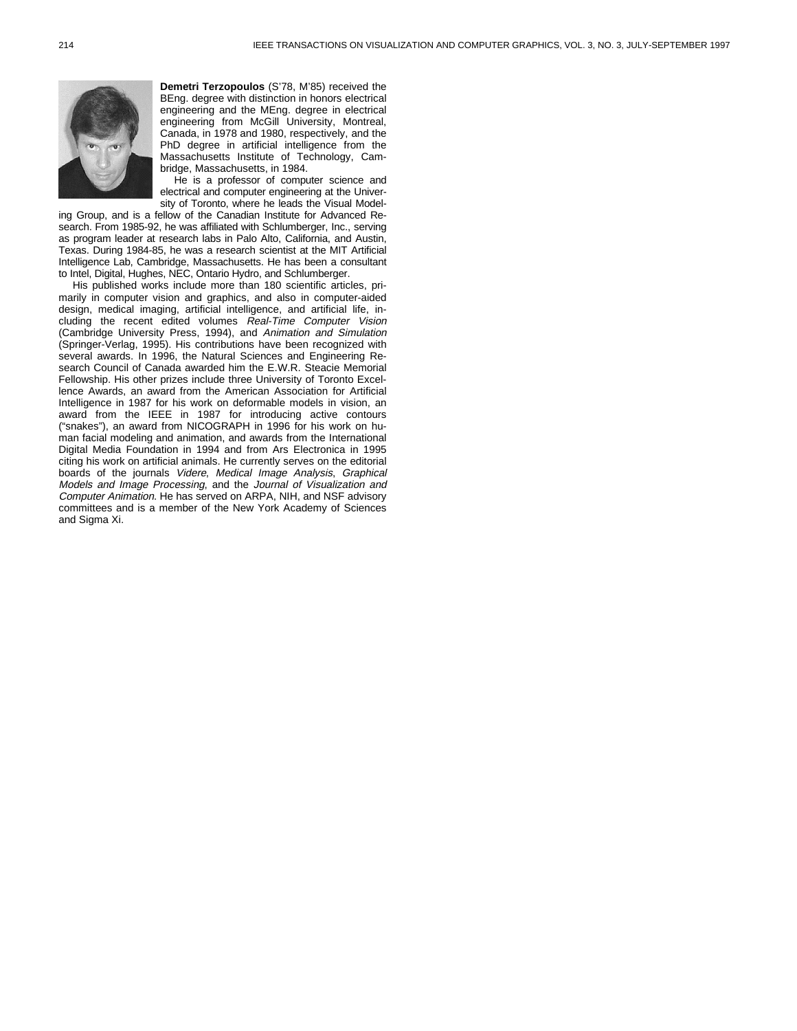**Demetri Terzopoulos** (S'78, M'85) received the BEng. degree with distinction in honors electrical engineering and the MEng. degree in electrical engineering from McGill University, Montreal, Canada, in 1978 and 1980, respectively, and the PhD degree in artificial intelligence from the Massachusetts Institute of Technology, Cambridge, Massachusetts, in 1984.

He is a professor of computer science and electrical and computer engineering at the University of Toronto, where he leads the Visual Modeling Group, and is a fellow of the Canadian Institute for Advanced Research. From 1985-92, he was affiliated with Schlumberger, Inc., serving as program leader at research labs in Palo Alto, California, and Austin, Texas. During 1984-85, he was a research scientist at the MIT Artificial Intelligence Lab, Cambridge, Massachusetts. He has been a consultant to Intel, Digital, Hughes, NEC, Ontario Hydro, and Schlumberger.

His published works include more than 180 scientific articles, primarily in computer vision and graphics, and also in computer-aided design, medical imaging, artificial intelligence, and artificial life, including the recent edited volumes *Real-Time Computer Vision* (Cambridge University Press, 1994), and *Animation and Simulation* (Springer-Verlag, 1995). His contributions have been recognized with several awards. In 1996, the Natural Sciences and Engineering Research Council of Canada awarded him the E.W.R. Steacie Memorial Fellowship. His other prizes include three University of Toronto Excellence Awards, an award from the American Association for Artificial Intelligence in 1987 for his work on deformable models in vision, an award from the IEEE in 1987 for introducing active contours ("snakes"), an award from NICOGRAPH in 1996 for his work on human facial modeling and animation, and awards from the International Digital Media Foundation in 1994 and from Ars Electronica in 1995 citing his work on artificial animals. He currently serves on the editorial boards of the journals *Videre*, *Medical Image Analysis*, *Graphical Models and Image Processing*, and the *Journal of Visualization and Computer Animation*. He has served on ARPA, NIH, and NSF advisory committees and is a member of the New York Academy of Sciences and Sigma Xi.